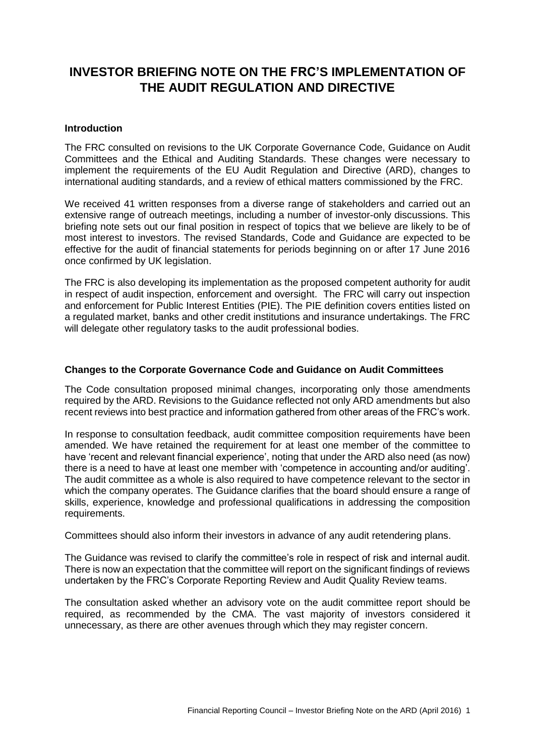# INVESTOR BRIEFING NOTE ON THE FRC'S IMPLEMENTATION OF THE AUDIT REGULATION AND DIRECTIVE

### Introduction

The FRC consulted on revisions to the UK Corporate Governance Code, Guidance on Audit Committees and the Ethical and Auditing Standards. These changes were necessary to implement the requirements of the EU Audit Regulation and Directive (ARD), changes to international auditing standards, and a review of ethical matters commissioned by the FRC.

We received 41 written responses from a diverse range of stakeholders and carried out an extensive range of outreach meetings, including a number of investor-only discussions. This briefing note sets out our final position in respect of topics that we believe are likely to be of most interest to investors. The revised Standards, Code and Guidance are expected to be effective for the audit of financial statements for periods beginning on or after 17 June 2016 once confirmed by UK legislation.

The FRC is also developing its implementation as the proposed competent authority for audit in respect of audit inspection, enforcement and oversight. The FRC will carry out inspection and enforcement for Public Interest Entities (PIE). The PIE definition covers entities listed on a regulated market, banks and other credit institutions and insurance undertakings. The FRC will delegate other regulatory tasks to the audit professional bodies.

### Changes to the Corporate Governance Code and Guidance on Audit Committees

The Code consultation proposed minimal changes, incorporating only those amendments required by the ARD. Revisions to the Guidance reflected not only ARD amendments but also recent reviews into best practice and information gathered from other areas of the FRC's work.

In response to consultation feedback, audit committee composition requirements have been amended. We have retained the requirement for at least one member of the committee to have 'recent and relevant financial experience', noting that under the ARD also need (as now) there is a need to have at least one member with 'competence in accounting and/or auditing'. The audit committee as a whole is also required to have competence relevant to the sector in which the company operates. The Guidance clarifies that the board should ensure a range of skills, experience, knowledge and professional qualifications in addressing the composition requirements.

Committees should also inform their investors in advance of any audit retendering plans.

The Guidance was revised to clarify the committee's role in respect of risk and internal audit. There is now an expectation that the committee will report on the significant findings of reviews undertaken by the FRC's Corporate Reporting Review and Audit Quality Review teams.

The consultation asked whether an advisory vote on the audit committee report should be required, as recommended by the CMA. The vast majority of investors considered it unnecessary, as there are other avenues through which they may register concern.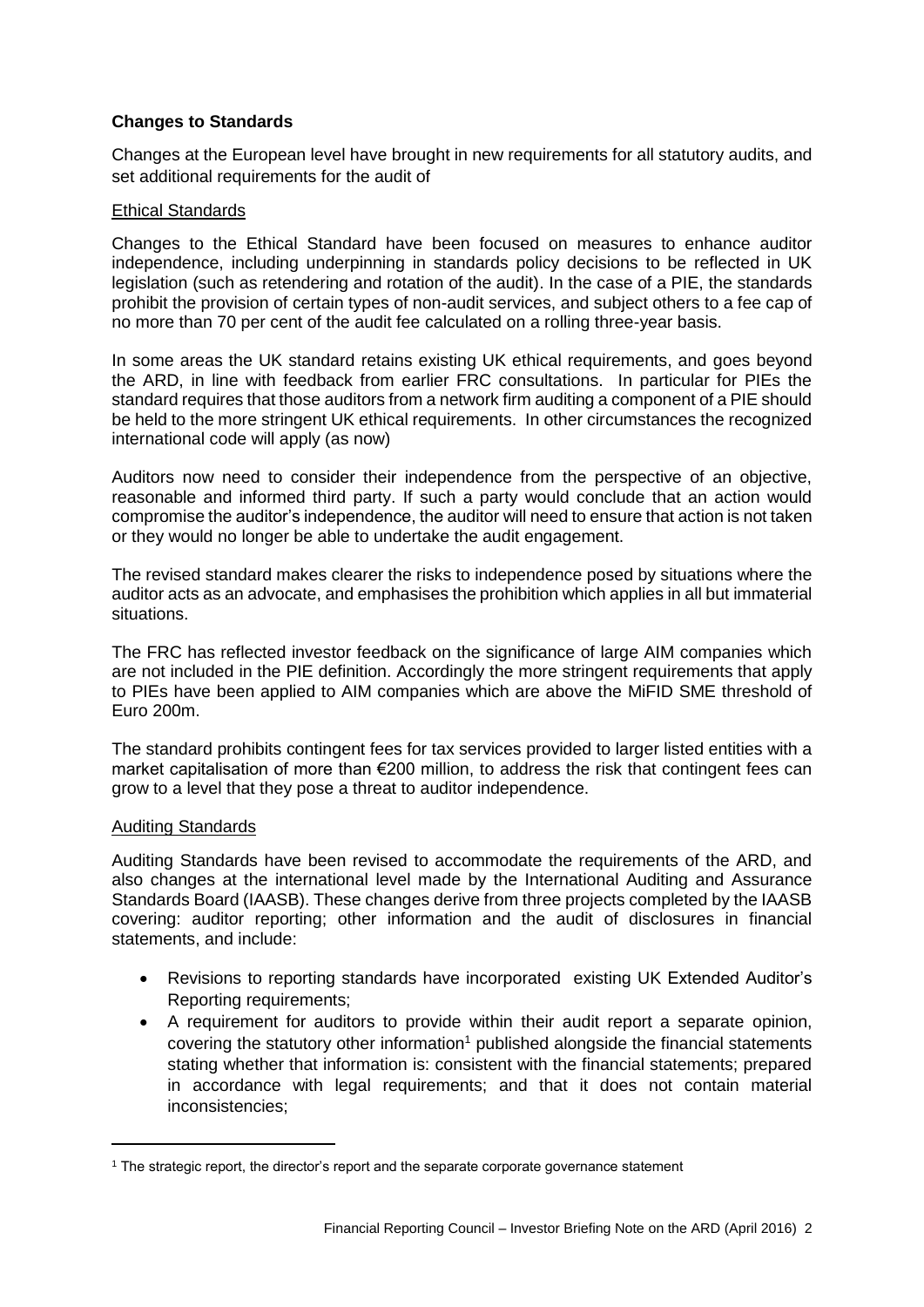**Changes to Standards**

Changes at the European level have brought in new requirements for all statutory audits, and set additional requirements for the audit of

Ethical Standards

Changes to the Ethical Standard have been focused on measures to enhance auditor independence, including underpinning in standards policy decisions to be reflected in UK legislation (such as retendering and rotation of the audit). In the case of a PIE, the standards prohibit the provision of certain types of non-audit services, and subject others to a fee cap of no more than 70 per cent of the audit fee calculated on a rolling three-year basis.

In some areas the UK standard retains existing UK ethical requirements, and goes beyond the ARD, in line with feedback from earlier FRC consultations. In particular for PIEs the standard requires that those auditors from a network firm auditing a component of a PIE should be held to the more stringent UK ethical requirements. In other circumstances the recognized international code will apply (as now)

Auditors now need to consider their independence from the perspective of an objective, reasonable and informed third party. If such a party would conclude that an action would compromise the auditor's independence, the auditor will need to ensure that action is not taken or they would no longer be able to undertake the audit engagement.

The revised standard makes clearer the risks to independence posed by situations where the auditor acts as an advocate, and emphasises the prohibition which applies in all but immaterial situations.

The FRC has reflected investor feedback on the significance of large AIM companies which are not included in the PIE definition. Accordingly the more stringent requirements that apply to PIEs have been applied to AIM companies which are above the MiFID SME threshold of Euro 200m.

The standard prohibits contingent fees for tax services provided to larger listed entities with a market capitalisation of more than €200 million, to address the risk that contingent fees can grow to a level that they pose a threat to auditor independence.

Auditing Standards

Auditing Standards have been revised to accommodate the requirements of the ARD, and also changes at the international level made by the International Auditing and Assurance Standards Board (IAASB). These changes derive from three projects completed by the IAASB covering: auditor reporting; other information and the audit of disclosures in financial statements, and include:

- Revisions to reporting standards have incorporated existing UK Extended Auditor's Reporting requirements;
- A requirement for auditors to provide within their audit report a separate opinion, covering the statutory other information[1] published alongside the financial statements stating whether that information is: consistent with the financial statements; prepared in accordance with legal requirements; and that it does not contain material inconsistencies;

[1] The strategic report, the director's report and the separate corporate governance statement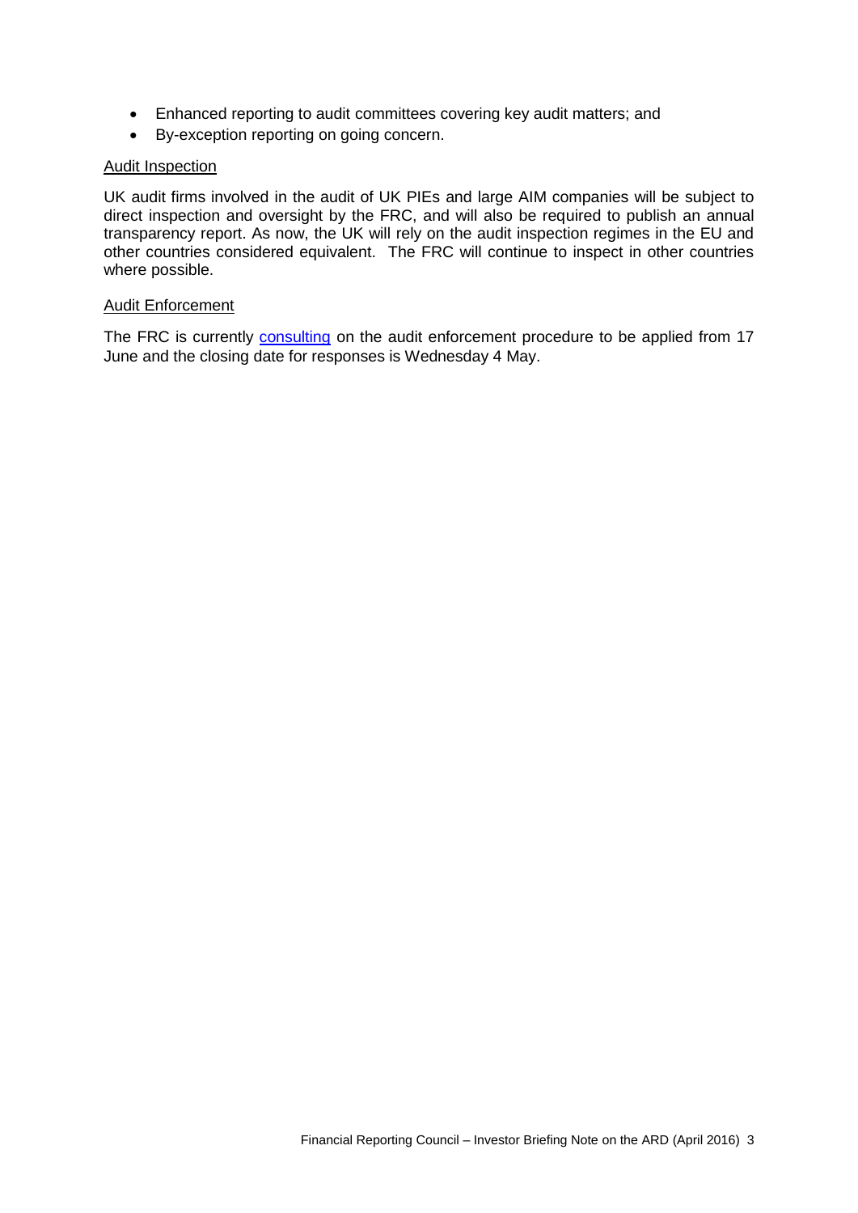- Enhanced reporting to audit committees covering key audit matters; and
- By-exception reporting on going concern.

Audit Inspection

UK audit firms involved in the audit of UK PIEs and large AIM companies will be subject to direct inspection and oversight by the FRC, and will also be required to publish an annual transparency report. As now, the UK will rely on the audit inspection regimes in the EU and other countries considered equivalent. The FRC will continue to inspect in other countries where possible.

Audit Enforcement

The FRC is currently consulting on the audit enforcement procedure to be applied from 17 June and the closing date for responses is Wednesday 4 May.